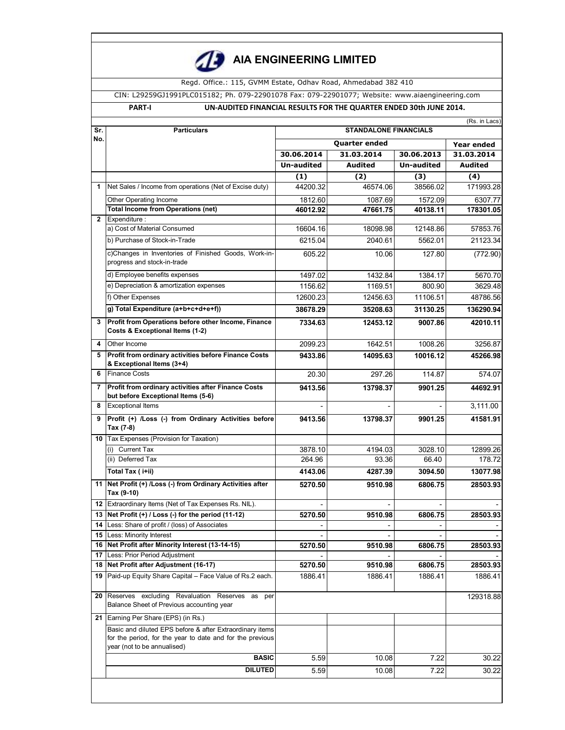# AIA ENGINEERING LIMITED

Regd. Office.: 115, GVMM Estate, Odhav Road, Ahmedabad 382 410

CIN: L29259GJ1991PLC015182; Ph. 079-22901078 Fax: 079-22901077; Website: www.aiaengineering.com

**PART-I** **UN-AUDITED FINANCIAL RESULTS FOR THE QUARTER ENDED 30th JUNE 2014.**

(Rs. in Lacs)

| Sr. No. | Particulars | STANDALONE FINANCIALS | | | |
|---|---|---|---|---|---|
| | | Quarter ended | | | Year ended |
| | | 30.06.2014 | 31.03.2014 | 30.06.2013 | 31.03.2014 |
| | | Un-audited | Audited | Un-audited | Audited |
| | | (1) | (2) | (3) | (4) |
| 1 | Net Sales / Income from operations (Net of Excise duty) | 44200.32 | 46574.06 | 38566.02 | 171993.28 |
| | Other Operating Income | 1812.60 | 1087.69 | 1572.09 | 6307.77 |
| | **Total Income from Operations (net)** | **46012.92** | **47661.75** | **40138.11** | **178301.05** |
| 2 | Expenditure : | | | | |
| | a) Cost of Material Consumed | 16604.16 | 18098.98 | 12148.86 | 57853.76 |
| | b) Purchase of Stock-in-Trade | 6215.04 | 2040.61 | 5562.01 | 21123.34 |
| | c)Changes in Inventories of Finished Goods, Work-in-progress and stock-in-trade | 605.22 | 10.06 | 127.80 | (772.90) |
| | d) Employee benefits expenses | 1497.02 | 1432.84 | 1384.17 | 5670.70 |
| | e) Depreciation & amortization expenses | 1156.62 | 1169.51 | 800.90 | 3629.48 |
| | f) Other Expenses | 12600.23 | 12456.63 | 11106.51 | 48786.56 |
| | **g) Total Expenditure (a+b+c+d+e+f))** | **38678.29** | **35208.63** | **31130.25** | **136290.94** |
| 3 | **Profit from Operations before other Income, Finance Costs & Exceptional Items (1-2)** | **7334.63** | **12453.12** | **9007.86** | **42010.11** |
| 4 | Other Income | 2099.23 | 1642.51 | 1008.26 | 3256.87 |
| 5 | **Profit from ordinary activities before Finance Costs & Exceptional Items (3+4)** | **9433.86** | **14095.63** | **10016.12** | **45266.98** |
| 6 | Finance Costs | 20.30 | 297.26 | 114.87 | 574.07 |
| 7 | **Profit from ordinary activities after Finance Costs but before Exceptional Items (5-6)** | **9413.56** | **13798.37** | **9901.25** | **44692.91** |
| 8 | Exceptional Items | - | - | - | 3,111.00 |
| 9 | **Profit (+) /Loss (-) from Ordinary Activities before Tax (7-8)** | **9413.56** | **13798.37** | **9901.25** | **41581.91** |
| 10 | Tax Expenses (Provision for Taxation) | | | | |
| | (i) Current Tax | 3878.10 | 4194.03 | 3028.10 | 12899.26 |
| | (ii) Deferred Tax | 264.96 | 93.36 | 66.40 | 178.72 |
| | **Total Tax ( i+ii)** | **4143.06** | **4287.39** | **3094.50** | **13077.98** |
| 11 | **Net Profit (+) /Loss (-) from Ordinary Activities after Tax (9-10)** | **5270.50** | **9510.98** | **6806.75** | **28503.93** |
| 12 | Extraordinary Items (Net of Tax Expenses Rs. NIL). | - | - | - | - |
| 13 | **Net Profit (+) / Loss (-) for the period (11-12)** | **5270.50** | **9510.98** | **6806.75** | **28503.93** |
| 14 | Less: Share of profit / (loss) of Associates | - | - | - | - |
| 15 | Less: Minority Interest | - | - | - | - |
| 16 | **Net Profit after Minority Interest (13-14-15)** | **5270.50** | **9510.98** | **6806.75** | **28503.93** |
| 17 | Less: Prior Period Adjustment | - | - | - | - |
| 18 | **Net Profit after Adjustment (16-17)** | **5270.50** | **9510.98** | **6806.75** | **28503.93** |
| 19 | Paid-up Equity Share Capital – Face Value of Rs.2 each. | 1886.41 | 1886.41 | 1886.41 | 1886.41 |
| 20 | Reserves excluding Revaluation Reserves as per Balance Sheet of Previous accounting year | | | | 129318.88 |
| 21 | Earning Per Share (EPS) (in Rs.) | | | | |
| | Basic and diluted EPS before & after Extraordinary items for the period, for the year to date and for the previous year (not to be annualised) | | | | |
| | **BASIC** | 5.59 | 10.08 | 7.22 | 30.22 |
| | **DILUTED** | 5.59 | 10.08 | 7.22 | 30.22 |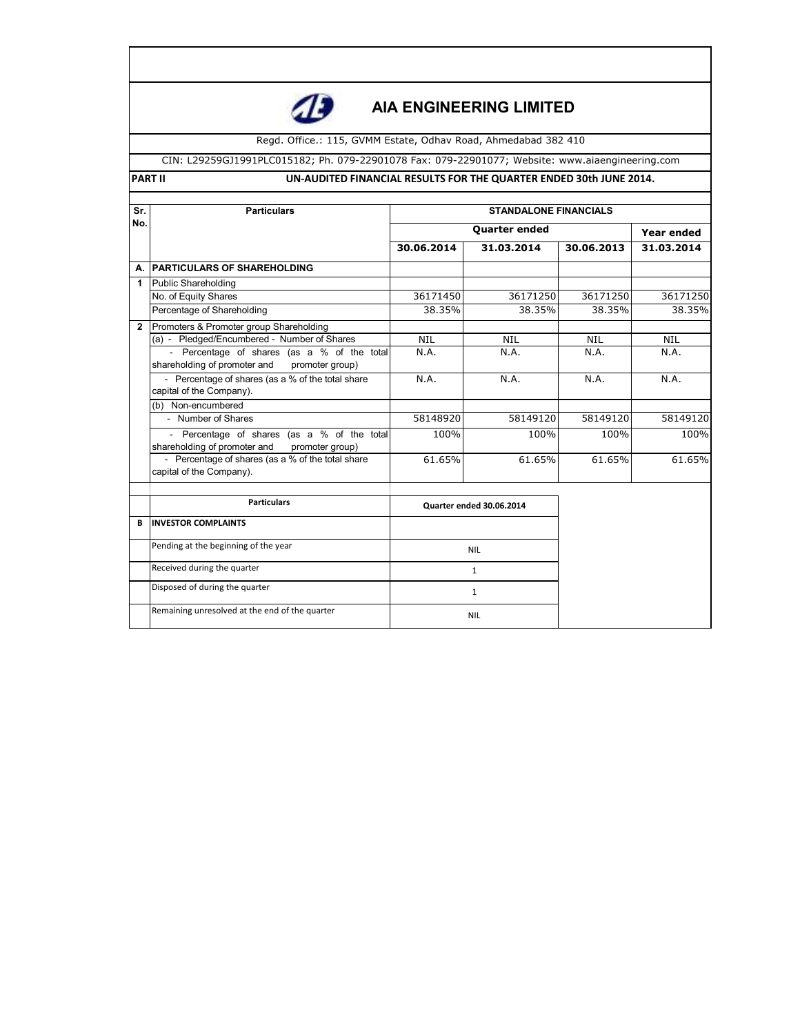# AIA ENGINEERING LIMITED

Regd. Office.: 115, GVMM Estate, Odhav Road, Ahmedabad 382 410

CIN: L29259GJ1991PLC015182; Ph. 079-22901078 Fax: 079-22901077; Website: www.aiaengineering.com

**PART II** **UN-AUDITED FINANCIAL RESULTS FOR THE QUARTER ENDED 30th JUNE 2014.**

| Sr. No. | Particulars | STANDALONE FINANCIALS | | | |
|---|---|---|---|---|---|
| | | Quarter ended | | | Year ended |
| | | 30.06.2014 | 31.03.2014 | 30.06.2013 | 31.03.2014 |
| A. | PARTICULARS OF SHAREHOLDING | | | | |
| 1 | Public Shareholding | | | | |
| | No. of Equity Shares | 36171450 | 36171250 | 36171250 | 36171250 |
| | Percentage of Shareholding | 38.35% | 38.35% | 38.35% | 38.35% |
| 2 | Promoters & Promoter group Shareholding | | | | |
| | (a) - Pledged/Encumbered - Number of Shares | NIL | NIL | NIL | NIL |
| | - Percentage of shares (as a % of the total shareholding of promoter and promoter group) | N.A. | N.A. | N.A. | N.A. |
| | - Percentage of shares (as a % of the total share capital of the Company). | N.A. | N.A. | N.A. | N.A. |
| | (b) Non-encumbered | | | | |
| | - Number of Shares | 58148920 | 58149120 | 58149120 | 58149120 |
| | - Percentage of shares (as a % of the total shareholding of promoter and promoter group) | 100% | 100% | 100% | 100% |
| | - Percentage of shares (as a % of the total share capital of the Company). | 61.65% | 61.65% | 61.65% | 61.65% |

| | Particulars | Quarter ended 30.06.2014 |
|---|---|---|
| B | INVESTOR COMPLAINTS | |
| | Pending at the beginning of the year | NIL |
| | Received during the quarter | 1 |
| | Disposed of during the quarter | 1 |
| | Remaining unresolved at the end of the quarter | NIL |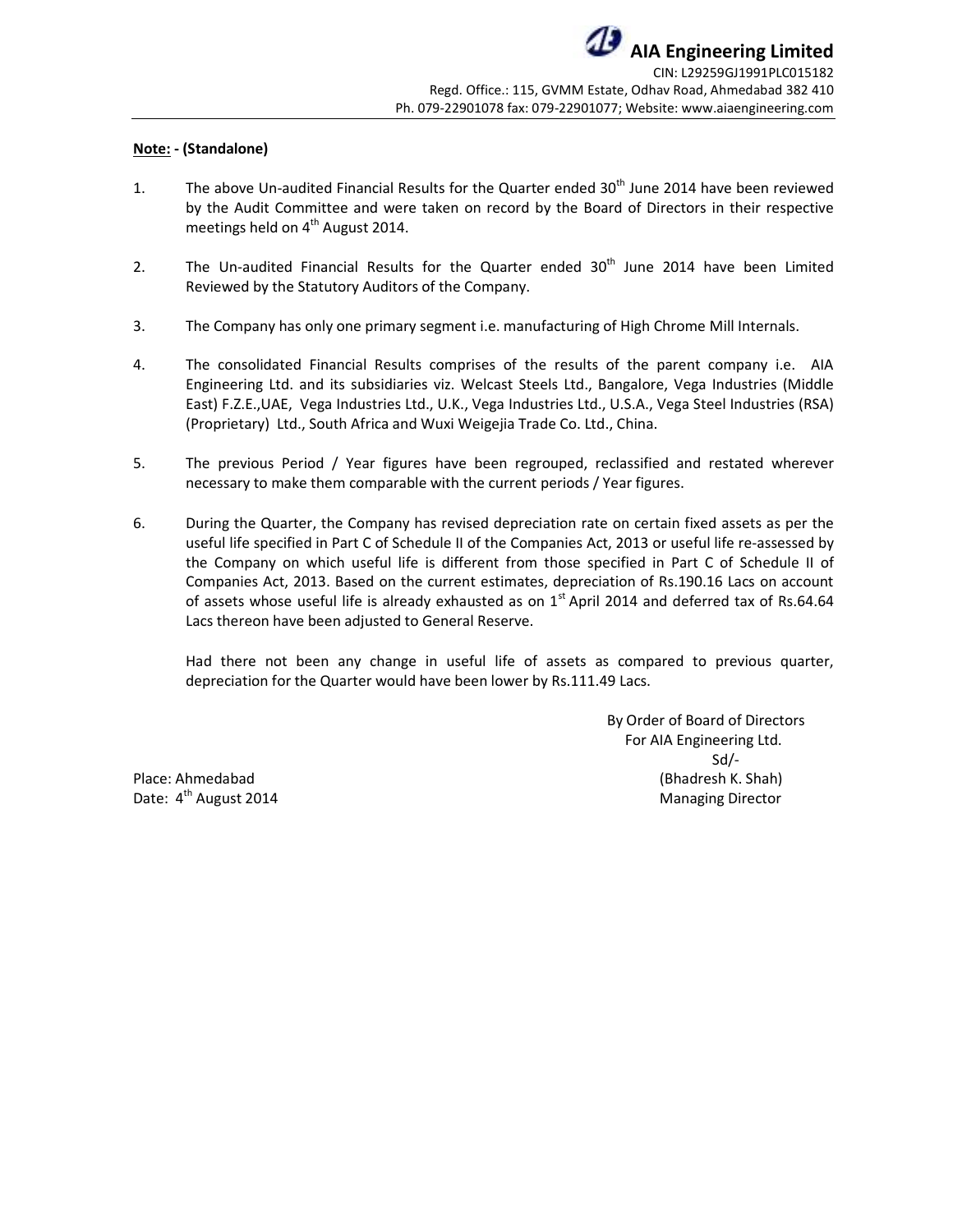**AIA Engineering Limited**

CIN: L29259GJ1991PLC015182
Regd. Office.: 115, GVMM Estate, Odhav Road, Ahmedabad 382 410
Ph. 079-22901078 fax: 079-22901077; Website: www.aiaengineering.com

**Note: - (Standalone)**

1. The above Un-audited Financial Results for the Quarter ended 30th June 2014 have been reviewed by the Audit Committee and were taken on record by the Board of Directors in their respective meetings held on 4th August 2014.

2. The Un-audited Financial Results for the Quarter ended 30th June 2014 have been Limited Reviewed by the Statutory Auditors of the Company.

3. The Company has only one primary segment i.e. manufacturing of High Chrome Mill Internals.

4. The consolidated Financial Results comprises of the results of the parent company i.e. AIA Engineering Ltd. and its subsidiaries viz. Welcast Steels Ltd., Bangalore, Vega Industries (Middle East) F.Z.E.,UAE, Vega Industries Ltd., U.K., Vega Industries Ltd., U.S.A., Vega Steel Industries (RSA) (Proprietary) Ltd., South Africa and Wuxi Weigejia Trade Co. Ltd., China.

5. The previous Period / Year figures have been regrouped, reclassified and restated wherever necessary to make them comparable with the current periods / Year figures.

6. During the Quarter, the Company has revised depreciation rate on certain fixed assets as per the useful life specified in Part C of Schedule II of the Companies Act, 2013 or useful life re-assessed by the Company on which useful life is different from those specified in Part C of Schedule II of Companies Act, 2013. Based on the current estimates, depreciation of Rs.190.16 Lacs on account of assets whose useful life is already exhausted as on 1st April 2014 and deferred tax of Rs.64.64 Lacs thereon have been adjusted to General Reserve.

   Had there not been any change in useful life of assets as compared to previous quarter, depreciation for the Quarter would have been lower by Rs.111.49 Lacs.

By Order of Board of Directors
For AIA Engineering Ltd.
Sd/-
(Bhadresh K. Shah)
Managing Director

Place: Ahmedabad
Date: 4th August 2014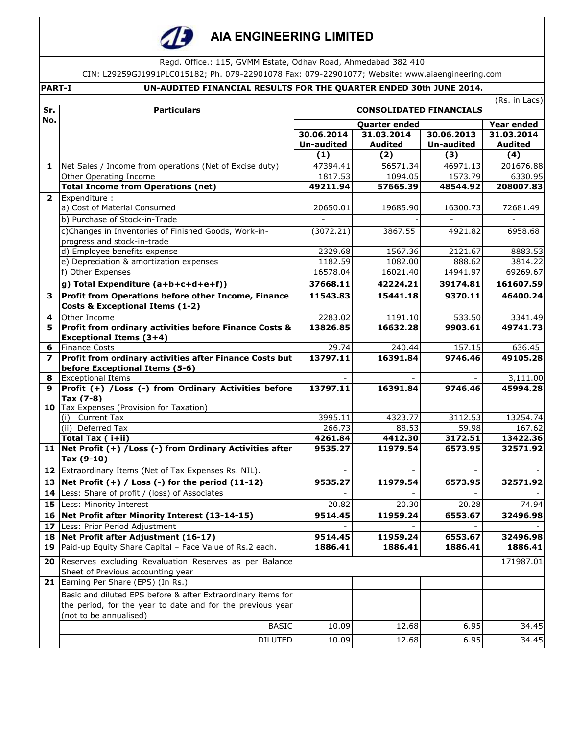# AIA ENGINEERING LIMITED

Regd. Office.: 115, GVMM Estate, Odhav Road, Ahmedabad 382 410

CIN: L29259GJ1991PLC015182; Ph. 079-22901078 Fax: 079-22901077; Website: www.aiaengineering.com

**PART-I** **UN-AUDITED FINANCIAL RESULTS FOR THE QUARTER ENDED 30th JUNE 2014.**

(Rs. in Lacs)

| Sr. No. | Particulars | CONSOLIDATED FINANCIALS | | | |
|---|---|---|---|---|---|
| | | Quarter ended | | | Year ended |
| | | 30.06.2014 | 31.03.2014 | 30.06.2013 | 31.03.2014 |
| | | Un-audited | Audited | Un-audited | Audited |
| | | (1) | (2) | (3) | (4) |
| 1 | Net Sales / Income from operations (Net of Excise duty) | 47394.41 | 56571.34 | 46971.13 | 201676.88 |
| | Other Operating Income | 1817.53 | 1094.05 | 1573.79 | 6330.95 |
| | **Total Income from Operations (net)** | **49211.94** | **57665.39** | **48544.92** | **208007.83** |
| 2 | Expenditure : | | | | |
| | a) Cost of Material Consumed | 20650.01 | 19685.90 | 16300.73 | 72681.49 |
| | b) Purchase of Stock-in-Trade | - | - | - | - |
| | c)Changes in Inventories of Finished Goods, Work-in-progress and stock-in-trade | (3072.21) | 3867.55 | 4921.82 | 6958.68 |
| | d) Employee benefits expense | 2329.68 | 1567.36 | 2121.67 | 8883.53 |
| | e) Depreciation & amortization expenses | 1182.59 | 1082.00 | 888.62 | 3814.22 |
| | f) Other Expenses | 16578.04 | 16021.40 | 14941.97 | 69269.67 |
| | **g) Total Expenditure (a+b+c+d+e+f))** | **37668.11** | **42224.21** | **39174.81** | **161607.59** |
| 3 | **Profit from Operations before other Income, Finance Costs & Exceptional Items (1-2)** | **11543.83** | **15441.18** | **9370.11** | **46400.24** |
| 4 | Other Income | 2283.02 | 1191.10 | 533.50 | 3341.49 |
| 5 | **Profit from ordinary activities before Finance Costs & Exceptional Items (3+4)** | **13826.85** | **16632.28** | **9903.61** | **49741.73** |
| 6 | Finance Costs | 29.74 | 240.44 | 157.15 | 636.45 |
| 7 | **Profit from ordinary activities after Finance Costs but before Exceptional Items (5-6)** | **13797.11** | **16391.84** | **9746.46** | **49105.28** |
| 8 | Exceptional Items | - | - | - | 3,111.00 |
| 9 | **Profit (+) /Loss (-) from Ordinary Activities before Tax (7-8)** | **13797.11** | **16391.84** | **9746.46** | **45994.28** |
| 10 | Tax Expenses (Provision for Taxation) | | | | |
| | (i) Current Tax | 3995.11 | 4323.77 | 3112.53 | 13254.74 |
| | (ii) Deferred Tax | 266.73 | 88.53 | 59.98 | 167.62 |
| | **Total Tax ( i+ii)** | **4261.84** | **4412.30** | **3172.51** | **13422.36** |
| 11 | **Net Profit (+) /Loss (-) from Ordinary Activities after Tax (9-10)** | **9535.27** | **11979.54** | **6573.95** | **32571.92** |
| 12 | Extraordinary Items (Net of Tax Expenses Rs. NIL). | - | - | - | - |
| 13 | **Net Profit (+) / Loss (-) for the period (11-12)** | **9535.27** | **11979.54** | **6573.95** | **32571.92** |
| 14 | Less: Share of profit / (loss) of Associates | - | - | - | - |
| 15 | Less: Minority Interest | 20.82 | 20.30 | 20.28 | 74.94 |
| 16 | **Net Profit after Minority Interest (13-14-15)** | **9514.45** | **11959.24** | **6553.67** | **32496.98** |
| 17 | Less: Prior Period Adjustment | - | - | - | - |
| 18 | **Net Profit after Adjustment (16-17)** | **9514.45** | **11959.24** | **6553.67** | **32496.98** |
| 19 | Paid-up Equity Share Capital – Face Value of Rs.2 each. | **1886.41** | **1886.41** | **1886.41** | **1886.41** |
| 20 | Reserves excluding Revaluation Reserves as per Balance Sheet of Previous accounting year | | | | 171987.01 |
| 21 | Earning Per Share (EPS) (In Rs.) | | | | |
| | Basic and diluted EPS before & after Extraordinary items for the period, for the year to date and for the previous year (not to be annualised) | | | | |
| | BASIC | 10.09 | 12.68 | 6.95 | 34.45 |
| | DILUTED | 10.09 | 12.68 | 6.95 | 34.45 |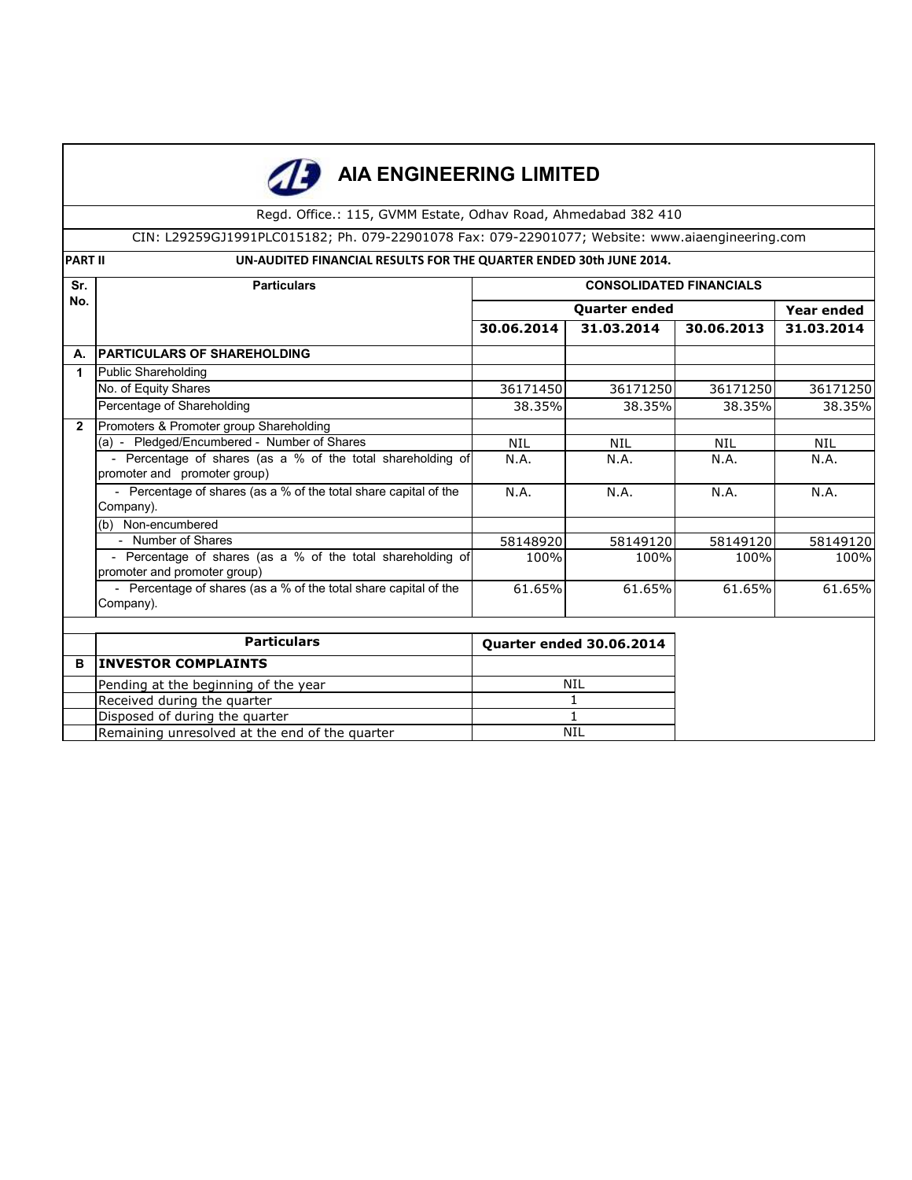# AIA ENGINEERING LIMITED

Regd. Office.: 115, GVMM Estate, Odhav Road, Ahmedabad 382 410

CIN: L29259GJ1991PLC015182; Ph. 079-22901078 Fax: 079-22901077; Website: www.aiaengineering.com

**PART II** **UN-AUDITED FINANCIAL RESULTS FOR THE QUARTER ENDED 30th JUNE 2014.**

| Sr. No. | Particulars | CONSOLIDATED FINANCIALS | | | |
|---|---|---|---|---|---|
| | | Quarter ended | | | Year ended |
| | | 30.06.2014 | 31.03.2014 | 30.06.2013 | 31.03.2014 |
| A. | **PARTICULARS OF SHAREHOLDING** | | | | |
| 1 | Public Shareholding | | | | |
| | No. of Equity Shares | 36171450 | 36171250 | 36171250 | 36171250 |
| | Percentage of Shareholding | 38.35% | 38.35% | 38.35% | 38.35% |
| 2 | Promoters & Promoter group Shareholding | | | | |
| | (a) - Pledged/Encumbered - Number of Shares | NIL | NIL | NIL | NIL |
| | - Percentage of shares (as a % of the total shareholding of promoter and promoter group) | N.A. | N.A. | N.A. | N.A. |
| | - Percentage of shares (as a % of the total share capital of the Company). | N.A. | N.A. | N.A. | N.A. |
| | (b) Non-encumbered | | | | |
| | - Number of Shares | 58148920 | 58149120 | 58149120 | 58149120 |
| | - Percentage of shares (as a % of the total shareholding of promoter and promoter group) | 100% | 100% | 100% | 100% |
| | - Percentage of shares (as a % of the total share capital of the Company). | 61.65% | 61.65% | 61.65% | 61.65% |

| | Particulars | Quarter ended 30.06.2014 |
|---|---|---|
| B | **INVESTOR COMPLAINTS** | |
| | Pending at the beginning of the year | NIL |
| | Received during the quarter | 1 |
| | Disposed of during the quarter | 1 |
| | Remaining unresolved at the end of the quarter | NIL |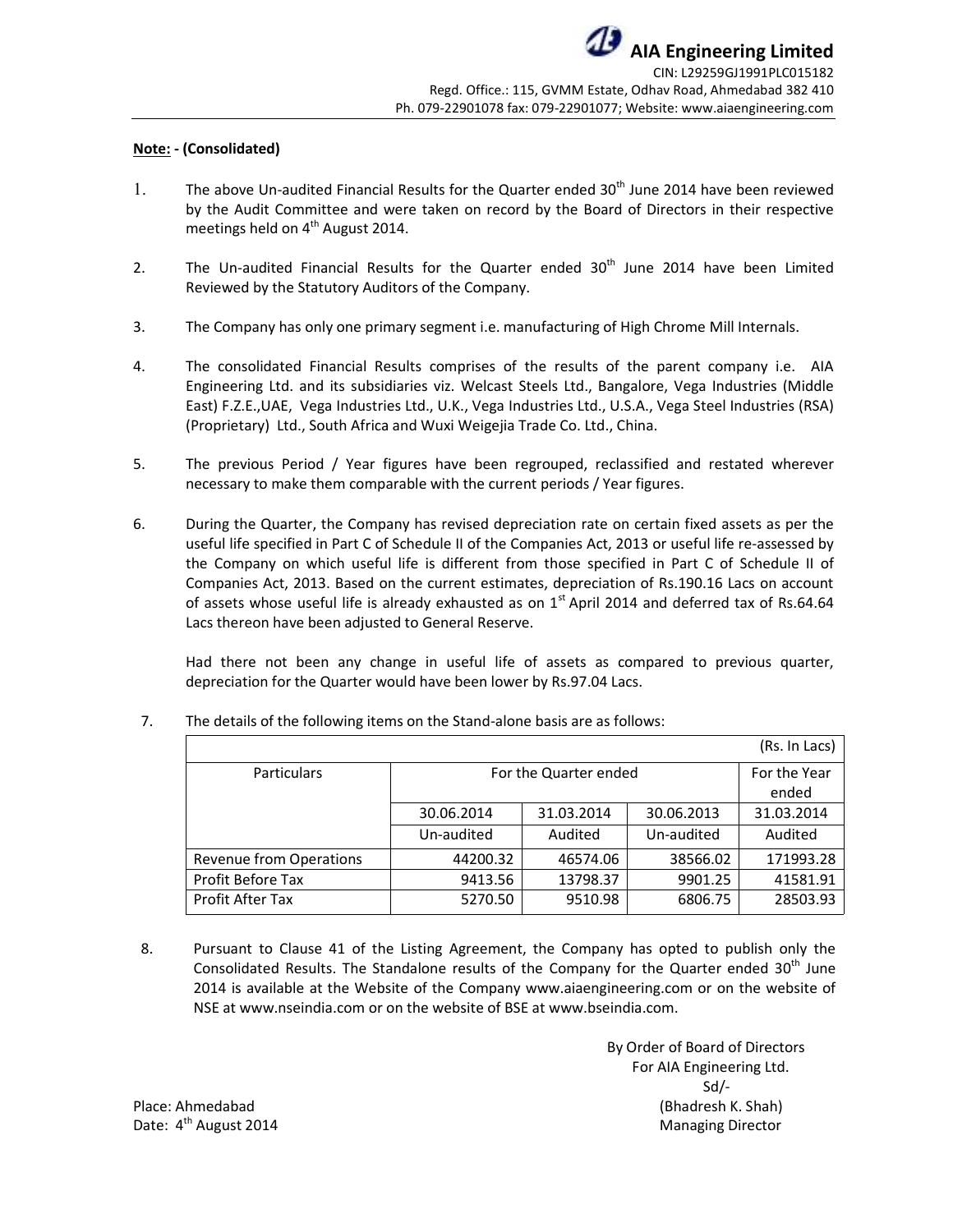**AIA Engineering Limited**
CIN: L29259GJ1991PLC015182
Regd. Office.: 115, GVMM Estate, Odhav Road, Ahmedabad 382 410
Ph. 079-22901078 fax: 079-22901077; Website: www.aiaengineering.com

**Note: - (Consolidated)**

1. The above Un-audited Financial Results for the Quarter ended 30th June 2014 have been reviewed by the Audit Committee and were taken on record by the Board of Directors in their respective meetings held on 4th August 2014.

2. The Un-audited Financial Results for the Quarter ended 30th June 2014 have been Limited Reviewed by the Statutory Auditors of the Company.

3. The Company has only one primary segment i.e. manufacturing of High Chrome Mill Internals.

4. The consolidated Financial Results comprises of the results of the parent company i.e. AIA Engineering Ltd. and its subsidiaries viz. Welcast Steels Ltd., Bangalore, Vega Industries (Middle East) F.Z.E.,UAE, Vega Industries Ltd., U.K., Vega Industries Ltd., U.S.A., Vega Steel Industries (RSA) (Proprietary) Ltd., South Africa and Wuxi Weigejia Trade Co. Ltd., China.

5. The previous Period / Year figures have been regrouped, reclassified and restated wherever necessary to make them comparable with the current periods / Year figures.

6. During the Quarter, the Company has revised depreciation rate on certain fixed assets as per the useful life specified in Part C of Schedule II of the Companies Act, 2013 or useful life re-assessed by the Company on which useful life is different from those specified in Part C of Schedule II of Companies Act, 2013. Based on the current estimates, depreciation of Rs.190.16 Lacs on account of assets whose useful life is already exhausted as on 1st April 2014 and deferred tax of Rs.64.64 Lacs thereon have been adjusted to General Reserve.

   Had there not been any change in useful life of assets as compared to previous quarter, depreciation for the Quarter would have been lower by Rs.97.04 Lacs.

7. The details of the following items on the Stand-alone basis are as follows:

(Rs. In Lacs)

| Particulars | For the Quarter ended | | | For the Year ended |
|---|---|---|---|---|
| | 30.06.2014 | 31.03.2014 | 30.06.2013 | 31.03.2014 |
| | Un-audited | Audited | Un-audited | Audited |
| Revenue from Operations | 44200.32 | 46574.06 | 38566.02 | 171993.28 |
| Profit Before Tax | 9413.56 | 13798.37 | 9901.25 | 41581.91 |
| Profit After Tax | 5270.50 | 9510.98 | 6806.75 | 28503.93 |

8. Pursuant to Clause 41 of the Listing Agreement, the Company has opted to publish only the Consolidated Results. The Standalone results of the Company for the Quarter ended 30th June 2014 is available at the Website of the Company www.aiaengineering.com or on the website of NSE at www.nseindia.com or on the website of BSE at www.bseindia.com.

By Order of Board of Directors
For AIA Engineering Ltd.
Sd/-
(Bhadresh K. Shah)
Managing Director

Place: Ahmedabad
Date: 4th August 2014